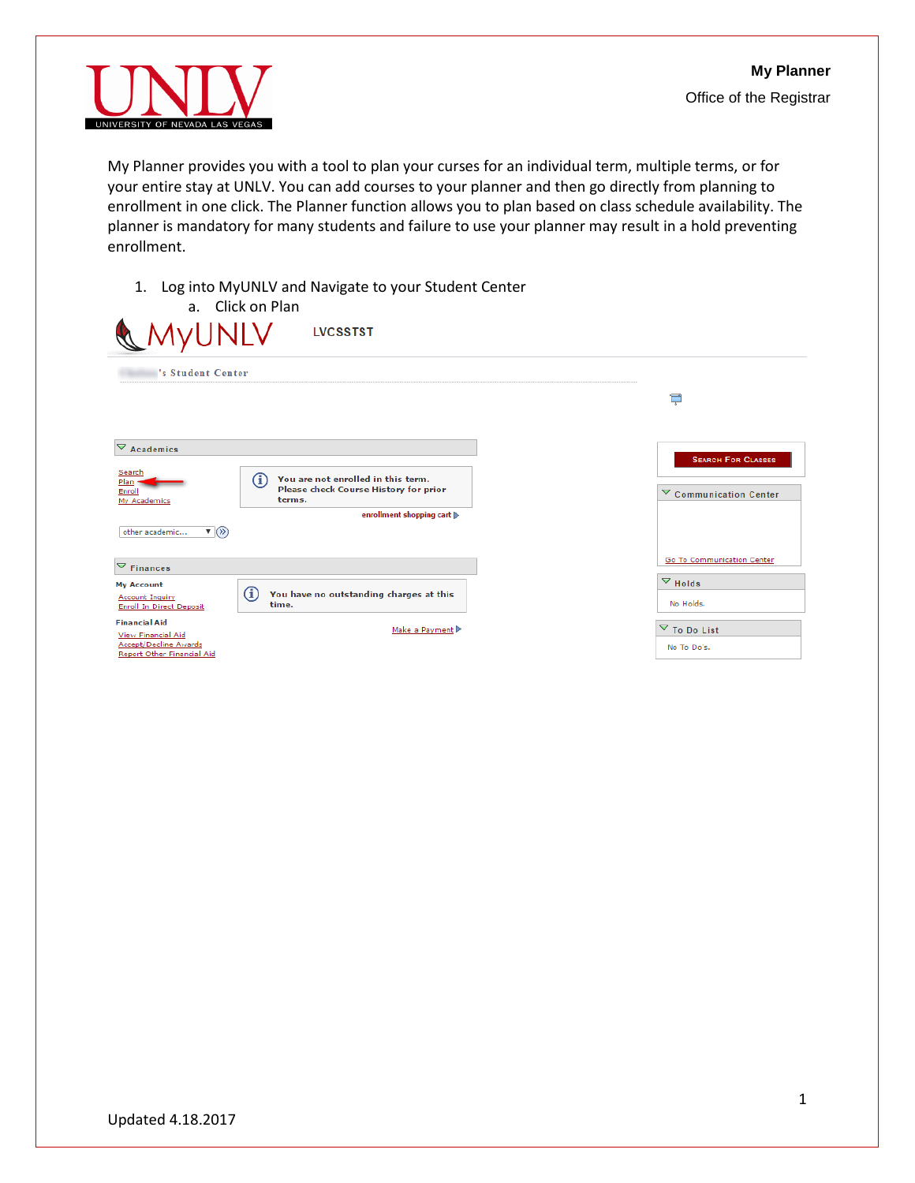# My Planner

Office of the Registrar

My Planner provides you with a tool to plan your curses for an individual term, multiple terms, or for your entire stay at UNLV. You can add courses to your planner and then go directly from planning to enrollment in one click. The Planner function allows you to plan based on class schedule availability. The planner is mandatory for many students and failure to use your planner may result in a hold preventing enrollment.

1. Log into MyUNLV and Navigate to your Student Center
   a. Click on Plan

Updated 4.18.2017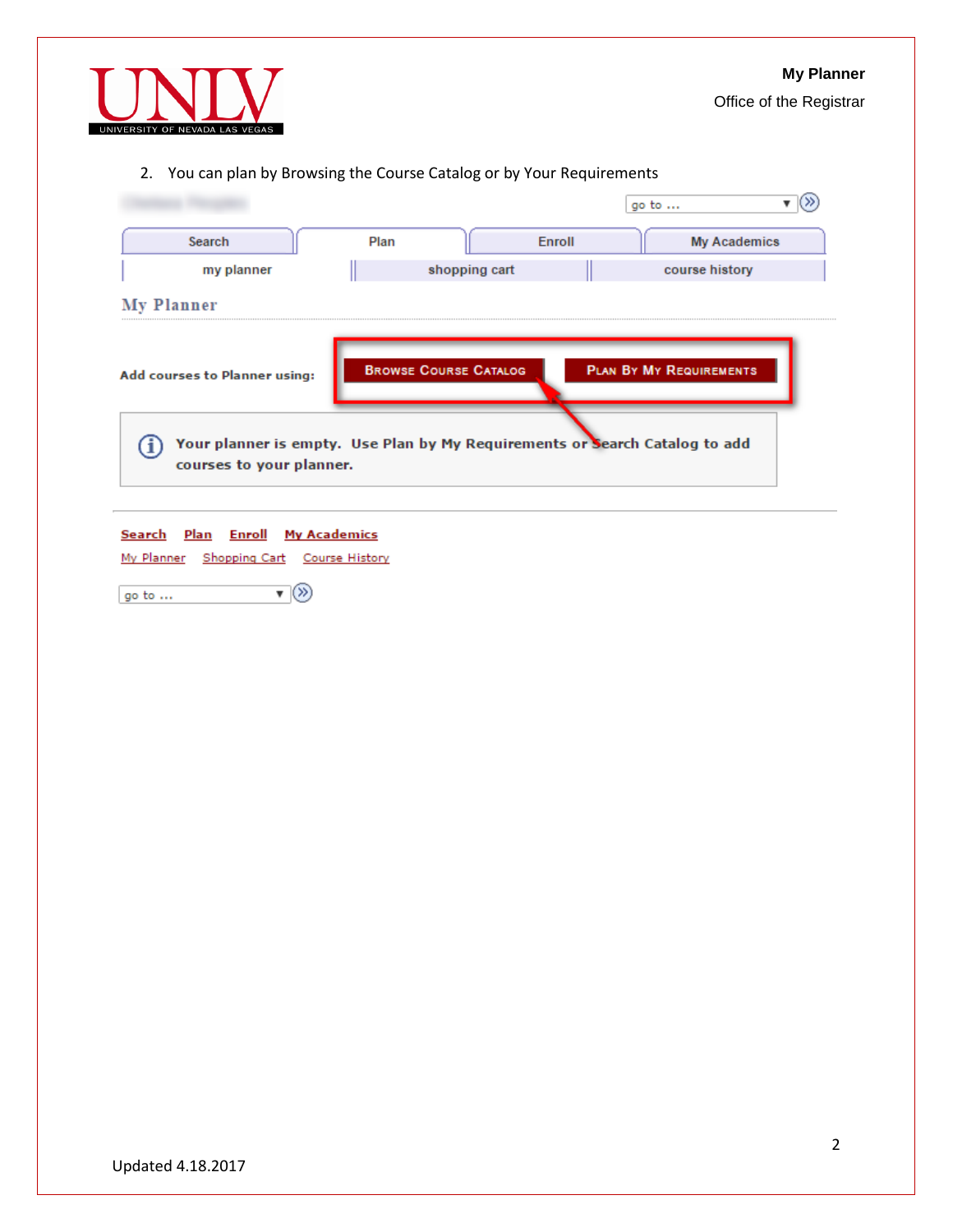2. You can plan by Browsing the Course Catalog or by Your Requirements

go to ...

Search | Plan | Enroll | My Academics

my planner | shopping cart | course history

My Planner

Add courses to Planner using: BROWSE COURSE CATALOG | PLAN BY MY REQUIREMENTS

Your planner is empty. Use Plan by My Requirements or Search Catalog to add courses to your planner.

Search  Plan  Enroll  My Academics

My Planner  Shopping Cart  Course History

go to ...

Updated 4.18.2017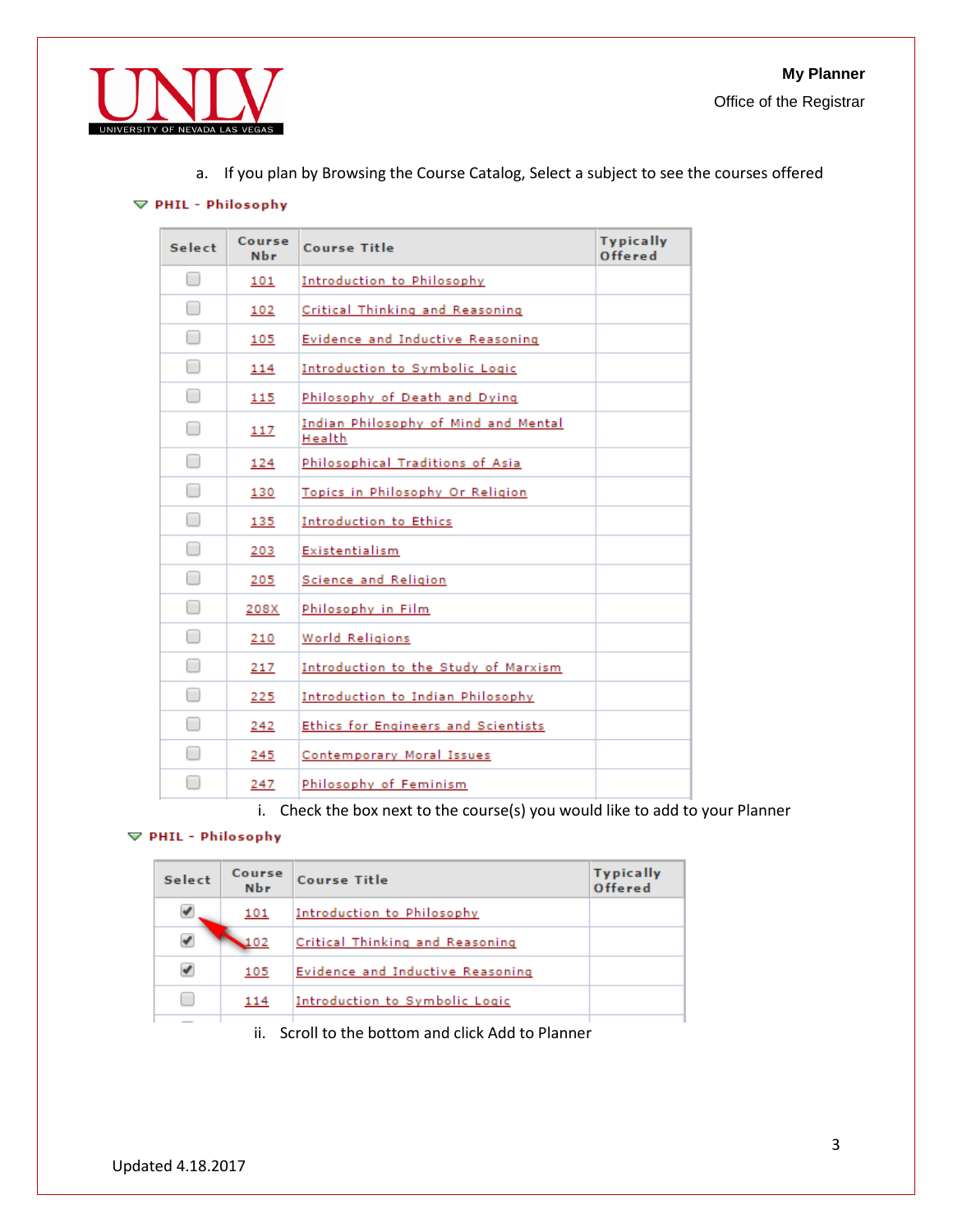a. If you plan by Browsing the Course Catalog, Select a subject to see the courses offered

**PHIL - Philosophy**

| Select | Course Nbr | Course Title | Typically Offered |
|---|---|---|---|
| ☐ | 101 | Introduction to Philosophy | |
| ☐ | 102 | Critical Thinking and Reasoning | |
| ☐ | 105 | Evidence and Inductive Reasoning | |
| ☐ | 114 | Introduction to Symbolic Logic | |
| ☐ | 115 | Philosophy of Death and Dying | |
| ☐ | 117 | Indian Philosophy of Mind and Mental Health | |
| ☐ | 124 | Philosophical Traditions of Asia | |
| ☐ | 130 | Topics in Philosophy Or Religion | |
| ☐ | 135 | Introduction to Ethics | |
| ☐ | 203 | Existentialism | |
| ☐ | 205 | Science and Religion | |
| ☐ | 208X | Philosophy in Film | |
| ☐ | 210 | World Religions | |
| ☐ | 217 | Introduction to the Study of Marxism | |
| ☐ | 225 | Introduction to Indian Philosophy | |
| ☐ | 242 | Ethics for Engineers and Scientists | |
| ☐ | 245 | Contemporary Moral Issues | |
| ☐ | 247 | Philosophy of Feminism | |

i. Check the box next to the course(s) you would like to add to your Planner

**PHIL - Philosophy**

| Select | Course Nbr | Course Title | Typically Offered |
|---|---|---|---|
| ☑ | 101 | Introduction to Philosophy | |
| ☑ | 102 | Critical Thinking and Reasoning | |
| ☑ | 105 | Evidence and Inductive Reasoning | |
| ☐ | 114 | Introduction to Symbolic Logic | |

ii. Scroll to the bottom and click Add to Planner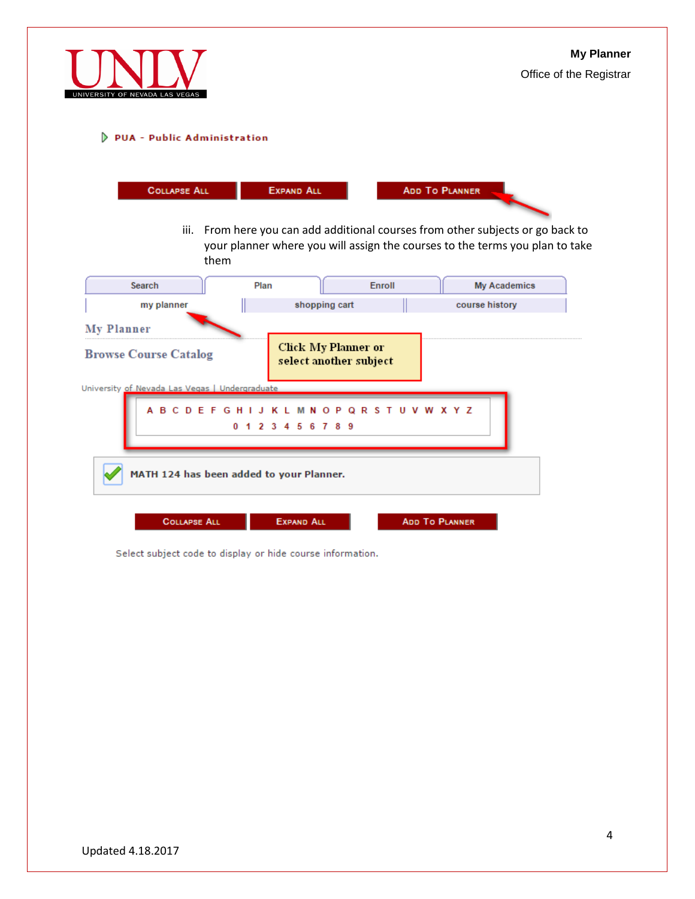▷ PUA - Public Administration

COLLAPSE ALL | EXPAND ALL | ADD TO PLANNER

iii. From here you can add additional courses from other subjects or go back to your planner where you will assign the courses to the terms you plan to take them

Search | Plan | Enroll | My Academics

my planner | shopping cart | course history

My Planner

Browse Course Catalog

Click My Planner or select another subject

University of Nevada Las Vegas | Undergraduate

A B C D E F G H I J K L M N O P Q R S T U V W X Y Z
0 1 2 3 4 5 6 7 8 9

MATH 124 has been added to your Planner.

COLLAPSE ALL | EXPAND ALL | ADD TO PLANNER

Select subject code to display or hide course information.

Updated 4.18.2017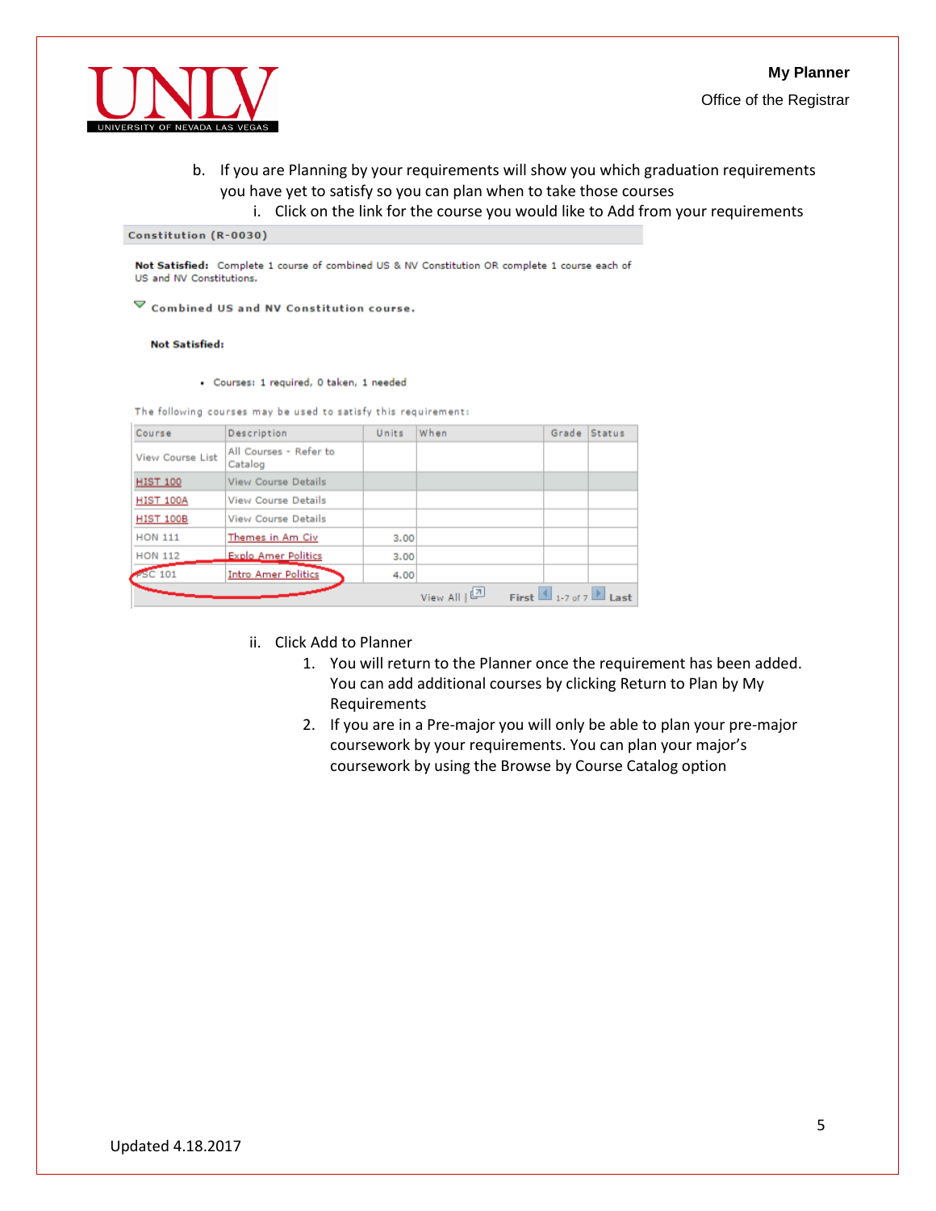b. If you are Planning by your requirements will show you which graduation requirements you have yet to satisfy so you can plan when to take those courses

   i. Click on the link for the course you would like to Add from your requirements

**Constitution (R-0030)**

**Not Satisfied:** Complete 1 course of combined US & NV Constitution OR complete 1 course each of US and NV Constitutions.

**Combined US and NV Constitution course.**

**Not Satisfied:**

- Courses: 1 required, 0 taken, 1 needed

The following courses may be used to satisfy this requirement:

| Course | Description | Units | When | Grade | Status |
|---|---|---|---|---|---|
| View Course List | All Courses - Refer to Catalog | | | | |
| HIST 100 | View Course Details | | | | |
| HIST 100A | View Course Details | | | | |
| HIST 100B | View Course Details | | | | |
| HON 111 | Themes in Am Civ | 3.00 | | | |
| HON 112 | Explo Amer Politics | 3.00 | | | |
| PSC 101 | Intro Amer Politics | 4.00 | | | |

View All | First 1-7 of 7 Last

   ii. Click Add to Planner

      1. You will return to the Planner once the requirement has been added. You can add additional courses by clicking Return to Plan by My Requirements
      2. If you are in a Pre-major you will only be able to plan your pre-major coursework by your requirements. You can plan your major's coursework by using the Browse by Course Catalog option

Updated 4.18.2017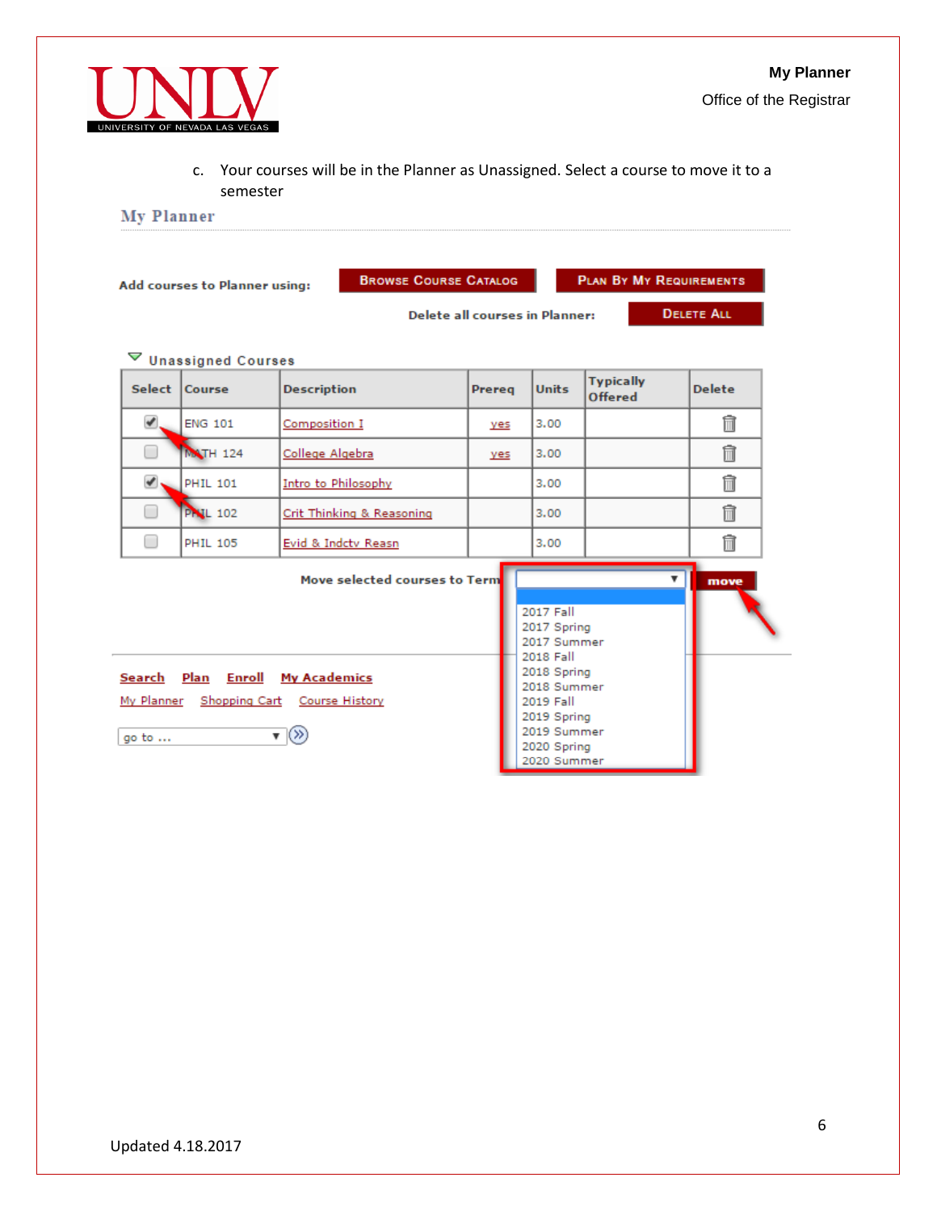c. Your courses will be in the Planner as Unassigned. Select a course to move it to a semester

My Planner

Add courses to Planner using: BROWSE COURSE CATALOG PLAN BY MY REQUIREMENTS

Delete all courses in Planner: DELETE ALL

Unassigned Courses

| Select | Course | Description | Prereq | Units | Typically Offered | Delete |
|---|---|---|---|---|---|---|
| ☑ | ENG 101 | Composition I | yes | 3.00 | | |
| ☐ | MATH 124 | College Algebra | yes | 3.00 | | |
| ☑ | PHIL 101 | Intro to Philosophy | | 3.00 | | |
| ☐ | PHIL 102 | Crit Thinking & Reasoning | | 3.00 | | |
| ☐ | PHIL 105 | Evid & Indctv Reasn | | 3.00 | | |

Move selected courses to Term [dropdown] move

- 2017 Fall
- 2017 Spring
- 2017 Summer
- 2018 Fall
- 2018 Spring
- 2018 Summer
- 2019 Fall
- 2019 Spring
- 2019 Summer
- 2020 Spring
- 2020 Summer

Search Plan Enroll My Academics

My Planner Shopping Cart Course History

go to ...

Updated 4.18.2017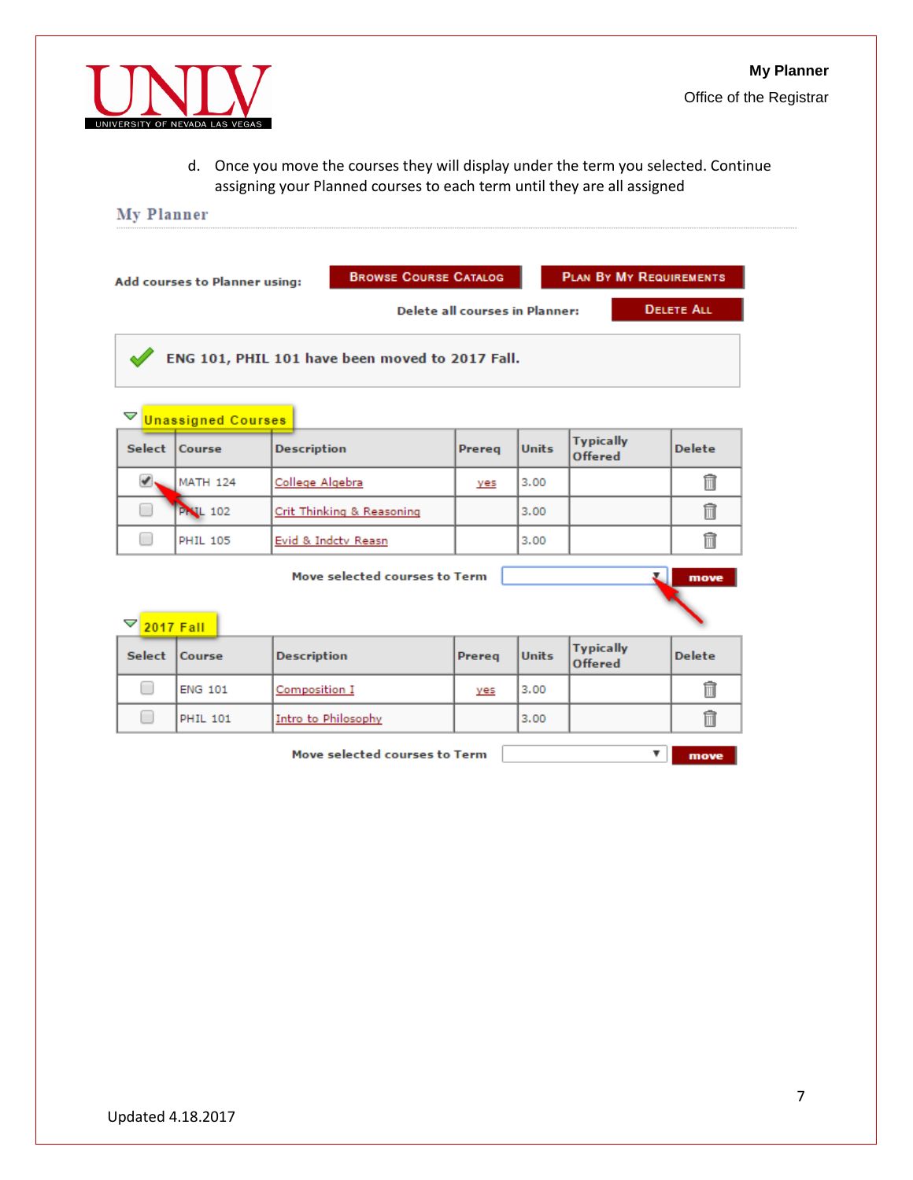d. Once you move the courses they will display under the term you selected. Continue assigning your Planned courses to each term until they are all assigned

## My Planner

Add courses to Planner using: **BROWSE COURSE CATALOG** **PLAN BY MY REQUIREMENTS**

Delete all courses in Planner: **DELETE ALL**

✔ **ENG 101, PHIL 101 have been moved to 2017 Fall.**

**Unassigned Courses**

| Select | Course | Description | Prereq | Units | Typically Offered | Delete |
|---|---|---|---|---|---|---|
| ☑ | MATH 124 | College Algebra | yes | 3.00 | | 🗑 |
| ☐ | PHIL 102 | Crit Thinking & Reasoning | | 3.00 | | 🗑 |
| ☐ | PHIL 105 | Evid & Indctv Reasn | | 3.00 | | 🗑 |

Move selected courses to Term [ ▼ ] **move**

**2017 Fall**

| Select | Course | Description | Prereq | Units | Typically Offered | Delete |
|---|---|---|---|---|---|---|
| ☐ | ENG 101 | Composition I | yes | 3.00 | | 🗑 |
| ☐ | PHIL 101 | Intro to Philosophy | | 3.00 | | 🗑 |

Move selected courses to Term [ ▼ ] **move**

Updated 4.18.2017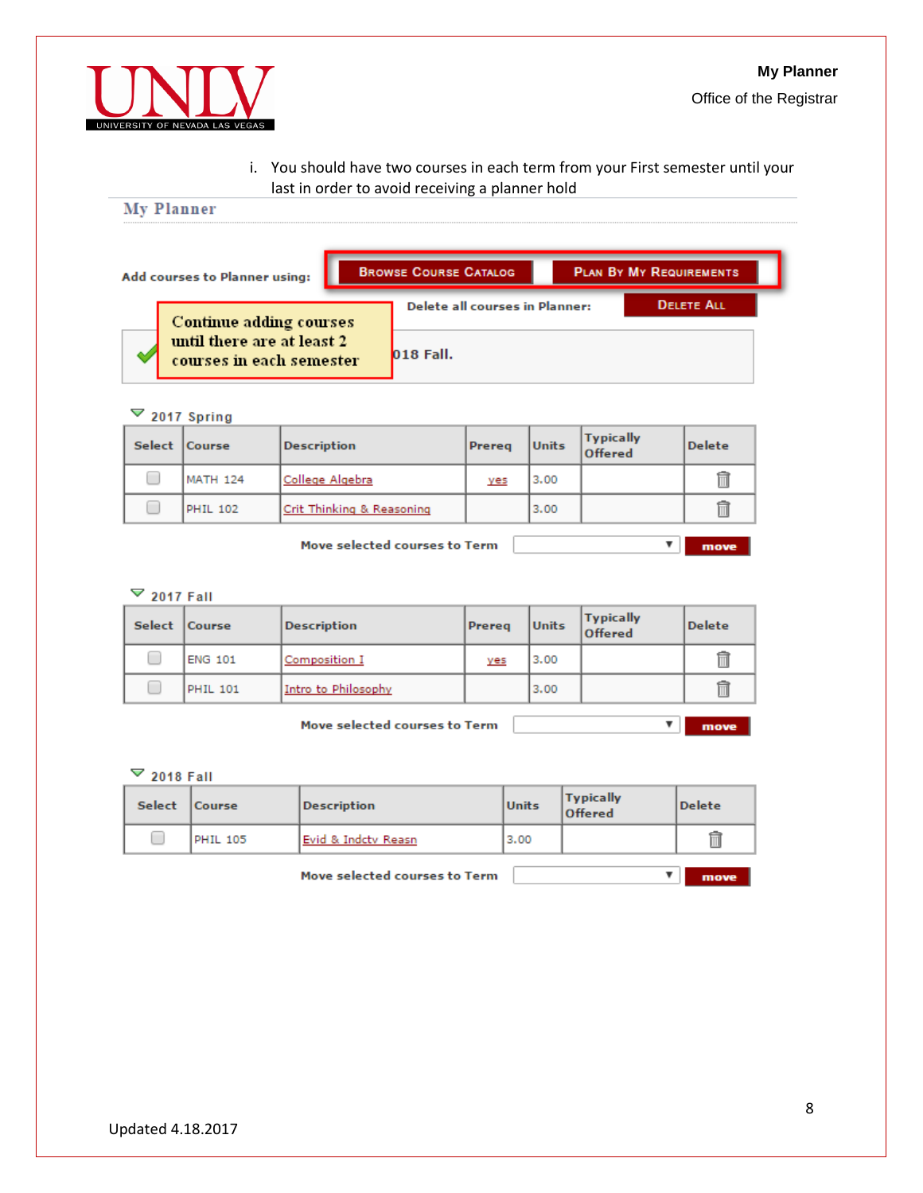i. You should have two courses in each term from your First semester until your last in order to avoid receiving a planner hold

## My Planner

Add courses to Planner using: **Browse Course Catalog** **Plan By My Requirements**

Delete all courses in Planner: **Delete All**

Continue adding courses until there are at least 2 courses in each semester

018 Fall.

**2017 Spring**

| Select | Course | Description | Prereq | Units | Typically Offered | Delete |
|---|---|---|---|---|---|---|
| ☐ | MATH 124 | College Algebra | yes | 3.00 | | 🗑 |
| ☐ | PHIL 102 | Crit Thinking & Reasoning | | 3.00 | | 🗑 |

Move selected courses to Term [ ] **move**

**2017 Fall**

| Select | Course | Description | Prereq | Units | Typically Offered | Delete |
|---|---|---|---|---|---|---|
| ☐ | ENG 101 | Composition I | yes | 3.00 | | 🗑 |
| ☐ | PHIL 101 | Intro to Philosophy | | 3.00 | | 🗑 |

Move selected courses to Term [ ] **move**

**2018 Fall**

| Select | Course | Description | Units | Typically Offered | Delete |
|---|---|---|---|---|---|
| ☐ | PHIL 105 | Evid & Indctv Reasn | 3.00 | | 🗑 |

Move selected courses to Term [ ] **move**

Updated 4.18.2017